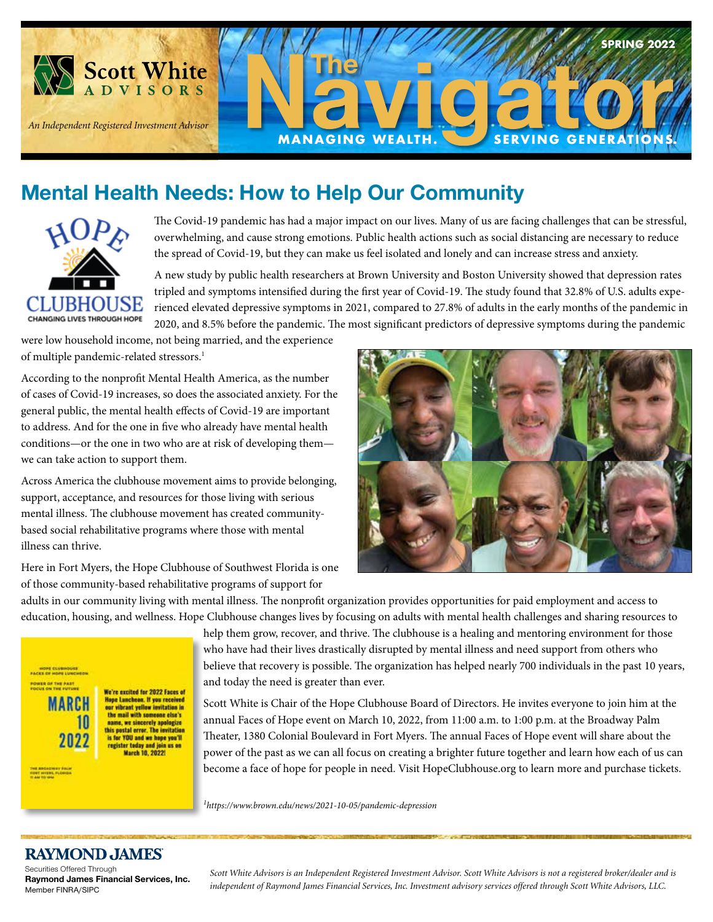Scott White ADVISORS

*An Independent Registered Investment Advisor*

# The Navigator

SPRING 2022

MANAGING WEALTH. SERVING GENERATIONS.

## Mental Health Needs: How to Help Our Community

The Covid-19 pandemic has had a major impact on our lives. Many of us are facing challenges that can be stressful, overwhelming, and cause strong emotions. Public health actions such as social distancing are necessary to reduce the spread of Covid-19, but they can make us feel isolated and lonely and can increase stress and anxiety.

A new study by public health researchers at Brown University and Boston University showed that depression rates tripled and symptoms intensified during the first year of Covid-19. The study found that 32.8% of U.S. adults experienced elevated depressive symptoms in 2021, compared to 27.8% of adults in the early months of the pandemic in 2020, and 8.5% before the pandemic. The most significant predictors of depressive symptoms during the pandemic were low household income, not being married, and the experience of multiple pandemic-related stressors.[1]

According to the nonprofit Mental Health America, as the number of cases of Covid-19 increases, so does the associated anxiety. For the general public, the mental health effects of Covid-19 are important to address. And for the one in five who already have mental health conditions—or the one in two who are at risk of developing them—we can take action to support them.

Across America the clubhouse movement aims to provide belonging, support, acceptance, and resources for those living with serious mental illness. The clubhouse movement has created community-based social rehabilitative programs where those with mental illness can thrive.

Here in Fort Myers, the Hope Clubhouse of Southwest Florida is one of those community-based rehabilitative programs of support for adults in our community living with mental illness. The nonprofit organization provides opportunities for paid employment and access to education, housing, and wellness. Hope Clubhouse changes lives by focusing on adults with mental health challenges and sharing resources to help them grow, recover, and thrive. The clubhouse is a healing and mentoring environment for those who have had their lives drastically disrupted by mental illness and need support from others who believe that recovery is possible. The organization has helped nearly 700 individuals in the past 10 years, and today the need is greater than ever.

Scott White is Chair of the Hope Clubhouse Board of Directors. He invites everyone to join him at the annual Faces of Hope event on March 10, 2022, from 11:00 a.m. to 1:00 p.m. at the Broadway Palm Theater, 1380 Colonial Boulevard in Fort Myers. The annual Faces of Hope event will share about the power of the past as we can all focus on creating a brighter future together and learn how each of us can become a face of hope for people in need. Visit HopeClubhouse.org to learn more and purchase tickets.

HOPE CLUBHOUSE FACES OF HOPE LUNCHEON
POWER OF THE PAST FOCUS ON THE FUTURE
MARCH 10 2022
THE BROADWAY PALM FORT MYERS, FLORIDA 11 AM TO 1PM

We're excited for 2022 Faces of Hope Luncheon. If you received our vibrant yellow invitation in the mail with someone else's name, we sincerely apologize this postal error. The invitation is for YOU and we hope you'll register today and join us on March 10, 2022!

[1]*https://www.brown.edu/news/2021-10-05/pandemic-depression*

RAYMOND JAMES
Securities Offered Through
**Raymond James Financial Services, Inc.**
Member FINRA/SIPC

*Scott White Advisors is an Independent Registered Investment Advisor. Scott White Advisors is not a registered broker/dealer and is independent of Raymond James Financial Services, Inc. Investment advisory services offered through Scott White Advisors, LLC.*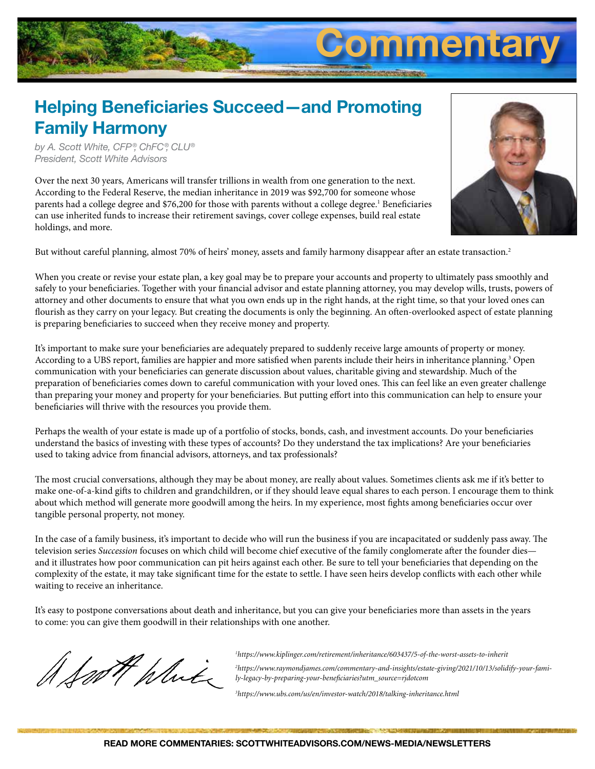# Commentary

## Helping Beneficiaries Succeed—and Promoting Family Harmony

*by A. Scott White, CFP®, ChFC®, CLU®*
*President, Scott White Advisors*

Over the next 30 years, Americans will transfer trillions in wealth from one generation to the next. According to the Federal Reserve, the median inheritance in 2019 was $92,700 for someone whose parents had a college degree and $76,200 for those with parents without a college degree.[1] Beneficiaries can use inherited funds to increase their retirement savings, cover college expenses, build real estate holdings, and more.

But without careful planning, almost 70% of heirs' money, assets and family harmony disappear after an estate transaction.[2]

When you create or revise your estate plan, a key goal may be to prepare your accounts and property to ultimately pass smoothly and safely to your beneficiaries. Together with your financial advisor and estate planning attorney, you may develop wills, trusts, powers of attorney and other documents to ensure that what you own ends up in the right hands, at the right time, so that your loved ones can flourish as they carry on your legacy. But creating the documents is only the beginning. An often-overlooked aspect of estate planning is preparing beneficiaries to succeed when they receive money and property.

It's important to make sure your beneficiaries are adequately prepared to suddenly receive large amounts of property or money. According to a UBS report, families are happier and more satisfied when parents include their heirs in inheritance planning.[3] Open communication with your beneficiaries can generate discussion about values, charitable giving and stewardship. Much of the preparation of beneficiaries comes down to careful communication with your loved ones. This can feel like an even greater challenge than preparing your money and property for your beneficiaries. But putting effort into this communication can help to ensure your beneficiaries will thrive with the resources you provide them.

Perhaps the wealth of your estate is made up of a portfolio of stocks, bonds, cash, and investment accounts. Do your beneficiaries understand the basics of investing with these types of accounts? Do they understand the tax implications? Are your beneficiaries used to taking advice from financial advisors, attorneys, and tax professionals?

The most crucial conversations, although they may be about money, are really about values. Sometimes clients ask me if it's better to make one-of-a-kind gifts to children and grandchildren, or if they should leave equal shares to each person. I encourage them to think about which method will generate more goodwill among the heirs. In my experience, most fights among beneficiaries occur over tangible personal property, not money.

In the case of a family business, it's important to decide who will run the business if you are incapacitated or suddenly pass away. The television series *Succession* focuses on which child will become chief executive of the family conglomerate after the founder dies—and it illustrates how poor communication can pit heirs against each other. Be sure to tell your beneficiaries that depending on the complexity of the estate, it may take significant time for the estate to settle. I have seen heirs develop conflicts with each other while waiting to receive an inheritance.

It's easy to postpone conversations about death and inheritance, but you can give your beneficiaries more than assets in the years to come: you can give them goodwill in their relationships with one another.

A Scott White

*[1] https://www.kiplinger.com/retirement/inheritance/603437/5-of-the-worst-assets-to-inherit*

*[2] https://www.raymondjames.com/commentary-and-insights/estate-giving/2021/10/13/solidify-your-family-legacy-by-preparing-your-beneficiaries?utm_source=rjdotcom*

*[3] https://www.ubs.com/us/en/investor-watch/2018/talking-inheritance.html*

**READ MORE COMMENTARIES: SCOTTWHITEADVISORS.COM/NEWS-MEDIA/NEWSLETTERS**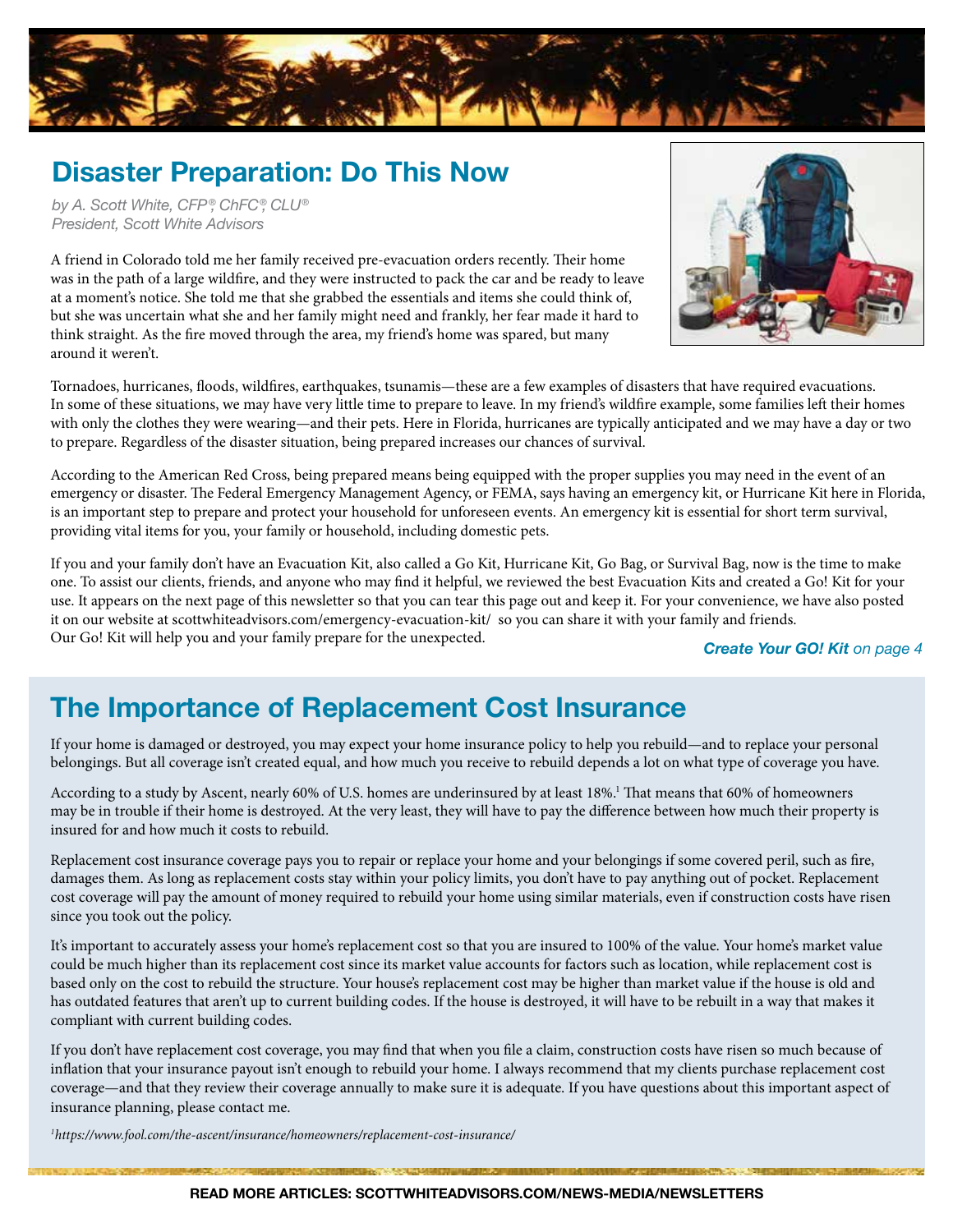## Disaster Preparation: Do This Now

*by A. Scott White, CFP®, ChFC®, CLU®*
*President, Scott White Advisors*

A friend in Colorado told me her family received pre-evacuation orders recently. Their home was in the path of a large wildfire, and they were instructed to pack the car and be ready to leave at a moment's notice. She told me that she grabbed the essentials and items she could think of, but she was uncertain what she and her family might need and frankly, her fear made it hard to think straight. As the fire moved through the area, my friend's home was spared, but many around it weren't.

Tornadoes, hurricanes, floods, wildfires, earthquakes, tsunamis—these are a few examples of disasters that have required evacuations. In some of these situations, we may have very little time to prepare to leave. In my friend's wildfire example, some families left their homes with only the clothes they were wearing—and their pets. Here in Florida, hurricanes are typically anticipated and we may have a day or two to prepare. Regardless of the disaster situation, being prepared increases our chances of survival.

According to the American Red Cross, being prepared means being equipped with the proper supplies you may need in the event of an emergency or disaster. The Federal Emergency Management Agency, or FEMA, says having an emergency kit, or Hurricane Kit here in Florida, is an important step to prepare and protect your household for unforeseen events. An emergency kit is essential for short term survival, providing vital items for you, your family or household, including domestic pets.

If you and your family don't have an Evacuation Kit, also called a Go Kit, Hurricane Kit, Go Bag, or Survival Bag, now is the time to make one. To assist our clients, friends, and anyone who may find it helpful, we reviewed the best Evacuation Kits and created a Go! Kit for your use. It appears on the next page of this newsletter so that you can tear this page out and keep it. For your convenience, we have also posted it on our website at scottwhiteadvisors.com/emergency-evacuation-kit/ so you can share it with your family and friends. Our Go! Kit will help you and your family prepare for the unexpected.

***Create Your GO! Kit** on page 4*

## The Importance of Replacement Cost Insurance

If your home is damaged or destroyed, you may expect your home insurance policy to help you rebuild—and to replace your personal belongings. But all coverage isn't created equal, and how much you receive to rebuild depends a lot on what type of coverage you have.

According to a study by Ascent, nearly 60% of U.S. homes are underinsured by at least 18%.[1] That means that 60% of homeowners may be in trouble if their home is destroyed. At the very least, they will have to pay the difference between how much their property is insured for and how much it costs to rebuild.

Replacement cost insurance coverage pays you to repair or replace your home and your belongings if some covered peril, such as fire, damages them. As long as replacement costs stay within your policy limits, you don't have to pay anything out of pocket. Replacement cost coverage will pay the amount of money required to rebuild your home using similar materials, even if construction costs have risen since you took out the policy.

It's important to accurately assess your home's replacement cost so that you are insured to 100% of the value. Your home's market value could be much higher than its replacement cost since its market value accounts for factors such as location, while replacement cost is based only on the cost to rebuild the structure. Your house's replacement cost may be higher than market value if the house is old and has outdated features that aren't up to current building codes. If the house is destroyed, it will have to be rebuilt in a way that makes it compliant with current building codes.

If you don't have replacement cost coverage, you may find that when you file a claim, construction costs have risen so much because of inflation that your insurance payout isn't enough to rebuild your home. I always recommend that my clients purchase replacement cost coverage—and that they review their coverage annually to make sure it is adequate. If you have questions about this important aspect of insurance planning, please contact me.

*[1] https://www.fool.com/the-ascent/insurance/homeowners/replacement-cost-insurance/*

**READ MORE ARTICLES: SCOTTWHITEADVISORS.COM/NEWS-MEDIA/NEWSLETTERS**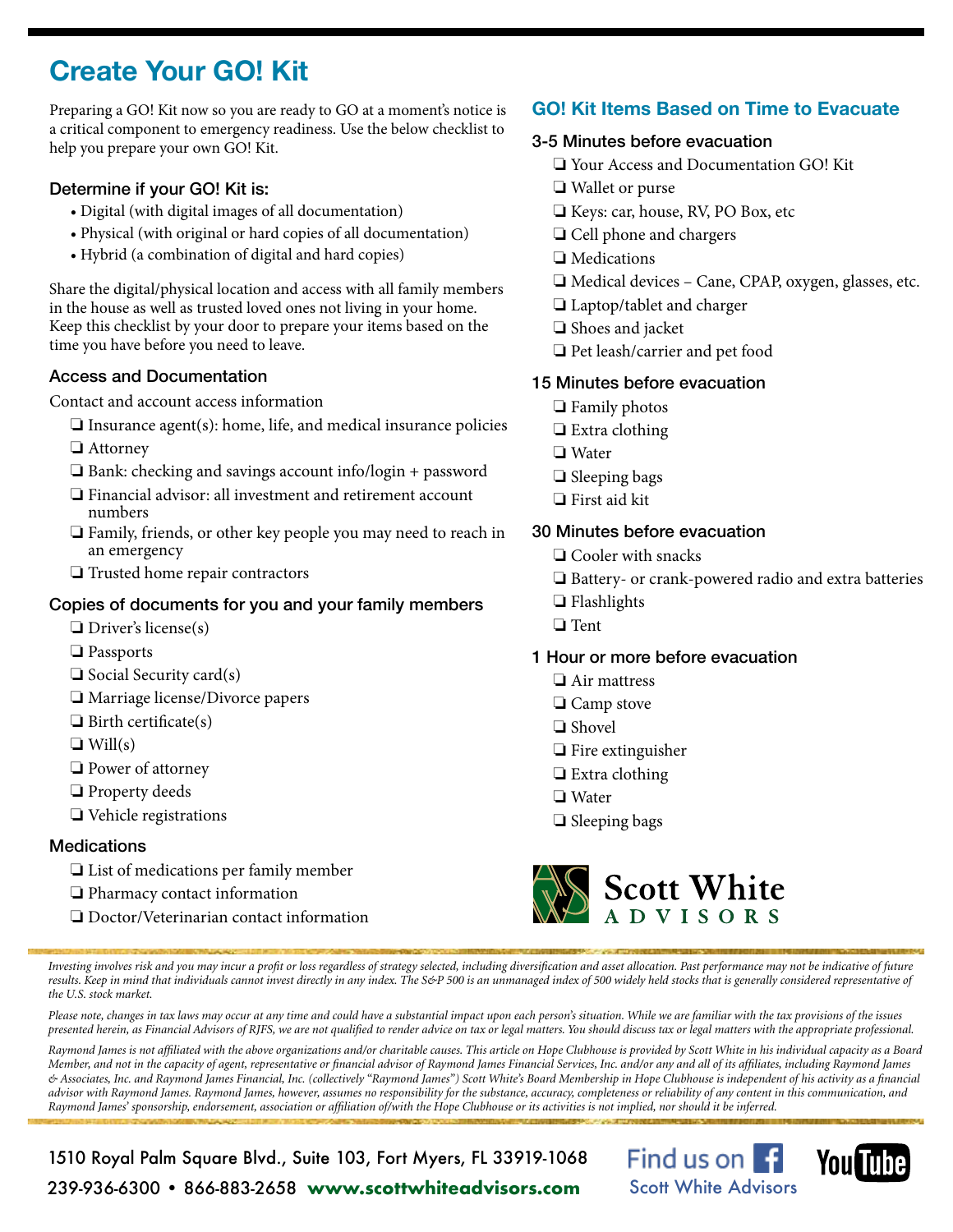# Create Your GO! Kit

Preparing a GO! Kit now so you are ready to GO at a moment's notice is a critical component to emergency readiness. Use the below checklist to help you prepare your own GO! Kit.

### Determine if your GO! Kit is:

- Digital (with digital images of all documentation)
- Physical (with original or hard copies of all documentation)
- Hybrid (a combination of digital and hard copies)

Share the digital/physical location and access with all family members in the house as well as trusted loved ones not living in your home. Keep this checklist by your door to prepare your items based on the time you have before you need to leave.

### Access and Documentation

Contact and account access information

- ❑ Insurance agent(s): home, life, and medical insurance policies
- ❑ Attorney
- ❑ Bank: checking and savings account info/login + password
- ❑ Financial advisor: all investment and retirement account numbers
- ❑ Family, friends, or other key people you may need to reach in an emergency
- ❑ Trusted home repair contractors

### Copies of documents for you and your family members

- ❑ Driver's license(s)
- ❑ Passports
- ❑ Social Security card(s)
- ❑ Marriage license/Divorce papers
- ❑ Birth certificate(s)
- ❑ Will(s)
- ❑ Power of attorney
- ❑ Property deeds
- ❑ Vehicle registrations

### Medications

- ❑ List of medications per family member
- ❑ Pharmacy contact information
- ❑ Doctor/Veterinarian contact information

## GO! Kit Items Based on Time to Evacuate

### 3-5 Minutes before evacuation

- ❑ Your Access and Documentation GO! Kit
- ❑ Wallet or purse
- ❑ Keys: car, house, RV, PO Box, etc
- ❑ Cell phone and chargers
- ❑ Medications
- ❑ Medical devices – Cane, CPAP, oxygen, glasses, etc.
- ❑ Laptop/tablet and charger
- ❑ Shoes and jacket
- ❑ Pet leash/carrier and pet food

### 15 Minutes before evacuation

- ❑ Family photos
- ❑ Extra clothing
- ❑ Water
- ❑ Sleeping bags
- ❑ First aid kit

### 30 Minutes before evacuation

- ❑ Cooler with snacks
- ❑ Battery- or crank-powered radio and extra batteries
- ❑ Flashlights
- ❑ Tent

### 1 Hour or more before evacuation

- ❑ Air mattress
- ❑ Camp stove
- ❑ Shovel
- ❑ Fire extinguisher
- ❑ Extra clothing
- ❑ Water
- ❑ Sleeping bags

Scott White ADVISORS

*Investing involves risk and you may incur a profit or loss regardless of strategy selected, including diversification and asset allocation. Past performance may not be indicative of future results. Keep in mind that individuals cannot invest directly in any index. The S&P 500 is an unmanaged index of 500 widely held stocks that is generally considered representative of the U.S. stock market.*

*Please note, changes in tax laws may occur at any time and could have a substantial impact upon each person's situation. While we are familiar with the tax provisions of the issues presented herein, as Financial Advisors of RJFS, we are not qualified to render advice on tax or legal matters. You should discuss tax or legal matters with the appropriate professional.*

*Raymond James is not affiliated with the above organizations and/or charitable causes. This article on Hope Clubhouse is provided by Scott White in his individual capacity as a Board Member, and not in the capacity of agent, representative or financial advisor of Raymond James Financial Services, Inc. and/or any and all of its affiliates, including Raymond James & Associates, Inc. and Raymond James Financial, Inc. (collectively "Raymond James") Scott White's Board Membership in Hope Clubhouse is independent of his activity as a financial advisor with Raymond James. Raymond James, however, assumes no responsibility for the substance, accuracy, completeness or reliability of any content in this communication, and Raymond James' sponsorship, endorsement, association or affiliation of/with the Hope Clubhouse or its activities is not implied, nor should it be inferred.*

1510 Royal Palm Square Blvd., Suite 103, Fort Myers, FL 33919-1068
239-936-6300 • 866-883-2658 **www.scottwhiteadvisors.com**

Find us on Facebook — Scott White Advisors

YouTube